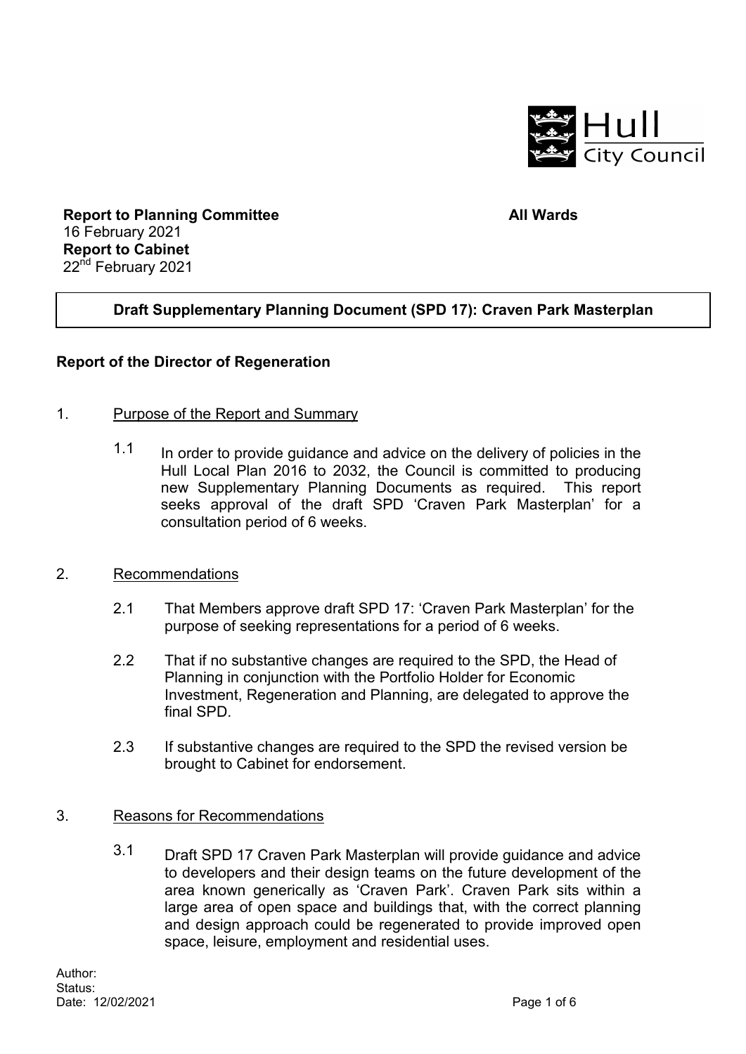Hull City Council

**Report to Planning Committee** **All Wards**
16 February 2021
**Report to Cabinet**
22nd February 2021

**Draft Supplementary Planning Document (SPD 17): Craven Park Masterplan**

**Report of the Director of Regeneration**

1. Purpose of the Report and Summary

   1.1 In order to provide guidance and advice on the delivery of policies in the Hull Local Plan 2016 to 2032, the Council is committed to producing new Supplementary Planning Documents as required. This report seeks approval of the draft SPD 'Craven Park Masterplan' for a consultation period of 6 weeks.

2. Recommendations

   2.1 That Members approve draft SPD 17: 'Craven Park Masterplan' for the purpose of seeking representations for a period of 6 weeks.

   2.2 That if no substantive changes are required to the SPD, the Head of Planning in conjunction with the Portfolio Holder for Economic Investment, Regeneration and Planning, are delegated to approve the final SPD.

   2.3 If substantive changes are required to the SPD the revised version be brought to Cabinet for endorsement.

3. Reasons for Recommendations

   3.1 Draft SPD 17 Craven Park Masterplan will provide guidance and advice to developers and their design teams on the future development of the area known generically as 'Craven Park'. Craven Park sits within a large area of open space and buildings that, with the correct planning and design approach could be regenerated to provide improved open space, leisure, employment and residential uses.

Author:
Status:
Date: 12/02/2021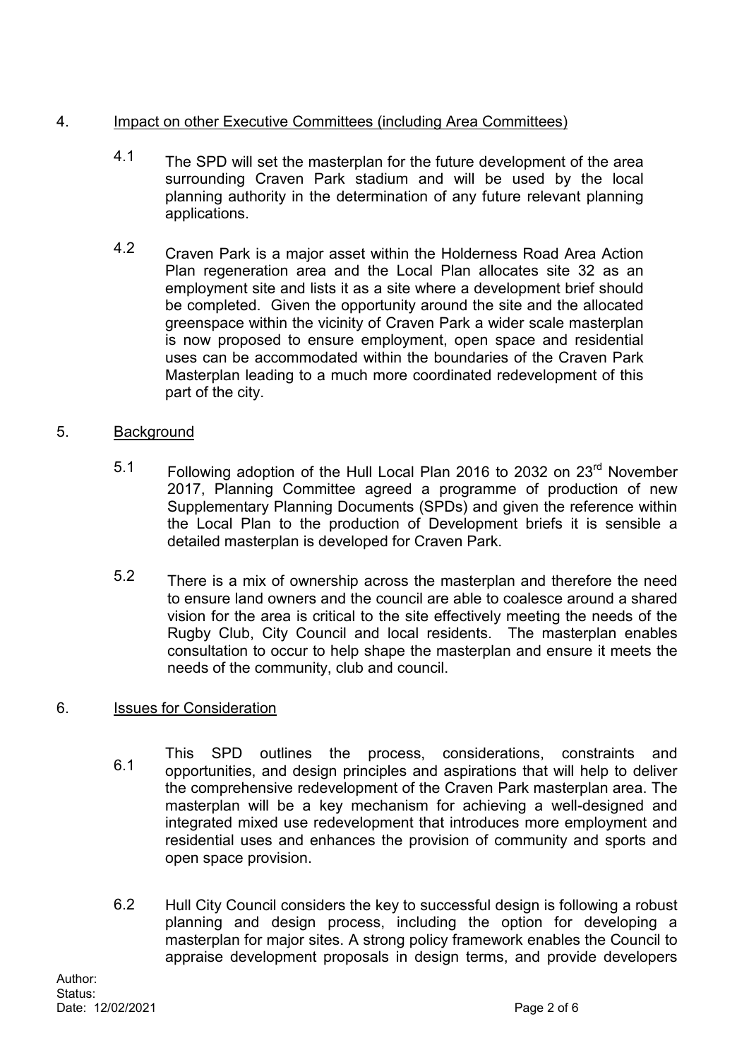4. Impact on other Executive Committees (including Area Committees)

4.1 The SPD will set the masterplan for the future development of the area surrounding Craven Park stadium and will be used by the local planning authority in the determination of any future relevant planning applications.

4.2 Craven Park is a major asset within the Holderness Road Area Action Plan regeneration area and the Local Plan allocates site 32 as an employment site and lists it as a site where a development brief should be completed. Given the opportunity around the site and the allocated greenspace within the vicinity of Craven Park a wider scale masterplan is now proposed to ensure employment, open space and residential uses can be accommodated within the boundaries of the Craven Park Masterplan leading to a much more coordinated redevelopment of this part of the city.

5. Background

5.1 Following adoption of the Hull Local Plan 2016 to 2032 on 23rd November 2017, Planning Committee agreed a programme of production of new Supplementary Planning Documents (SPDs) and given the reference within the Local Plan to the production of Development briefs it is sensible a detailed masterplan is developed for Craven Park.

5.2 There is a mix of ownership across the masterplan and therefore the need to ensure land owners and the council are able to coalesce around a shared vision for the area is critical to the site effectively meeting the needs of the Rugby Club, City Council and local residents. The masterplan enables consultation to occur to help shape the masterplan and ensure it meets the needs of the community, club and council.

6. Issues for Consideration

6.1 This SPD outlines the process, considerations, constraints and opportunities, and design principles and aspirations that will help to deliver the comprehensive redevelopment of the Craven Park masterplan area. The masterplan will be a key mechanism for achieving a well-designed and integrated mixed use redevelopment that introduces more employment and residential uses and enhances the provision of community and sports and open space provision.

6.2 Hull City Council considers the key to successful design is following a robust planning and design process, including the option for developing a masterplan for major sites. A strong policy framework enables the Council to appraise development proposals in design terms, and provide developers

Author:
Status:
Date: 12/02/2021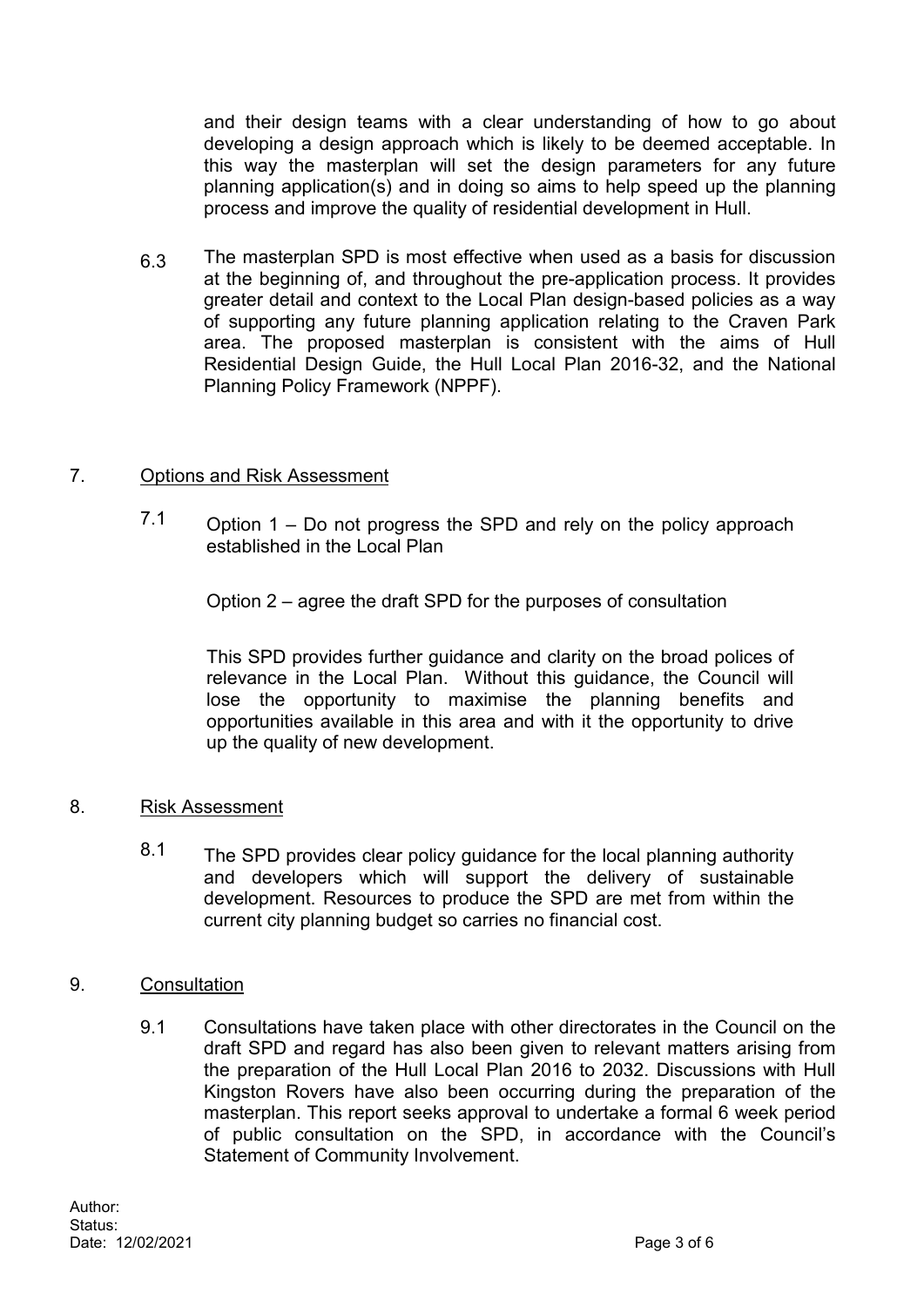and their design teams with a clear understanding of how to go about developing a design approach which is likely to be deemed acceptable. In this way the masterplan will set the design parameters for any future planning application(s) and in doing so aims to help speed up the planning process and improve the quality of residential development in Hull.

6.3 The masterplan SPD is most effective when used as a basis for discussion at the beginning of, and throughout the pre-application process. It provides greater detail and context to the Local Plan design-based policies as a way of supporting any future planning application relating to the Craven Park area. The proposed masterplan is consistent with the aims of Hull Residential Design Guide, the Hull Local Plan 2016-32, and the National Planning Policy Framework (NPPF).

## 7. Options and Risk Assessment

7.1 Option 1 – Do not progress the SPD and rely on the policy approach established in the Local Plan

Option 2 – agree the draft SPD for the purposes of consultation

This SPD provides further guidance and clarity on the broad polices of relevance in the Local Plan. Without this guidance, the Council will lose the opportunity to maximise the planning benefits and opportunities available in this area and with it the opportunity to drive up the quality of new development.

## 8. Risk Assessment

8.1 The SPD provides clear policy guidance for the local planning authority and developers which will support the delivery of sustainable development. Resources to produce the SPD are met from within the current city planning budget so carries no financial cost.

## 9. Consultation

9.1 Consultations have taken place with other directorates in the Council on the draft SPD and regard has also been given to relevant matters arising from the preparation of the Hull Local Plan 2016 to 2032. Discussions with Hull Kingston Rovers have also been occurring during the preparation of the masterplan. This report seeks approval to undertake a formal 6 week period of public consultation on the SPD, in accordance with the Council's Statement of Community Involvement.

Author:
Status:
Date: 12/02/2021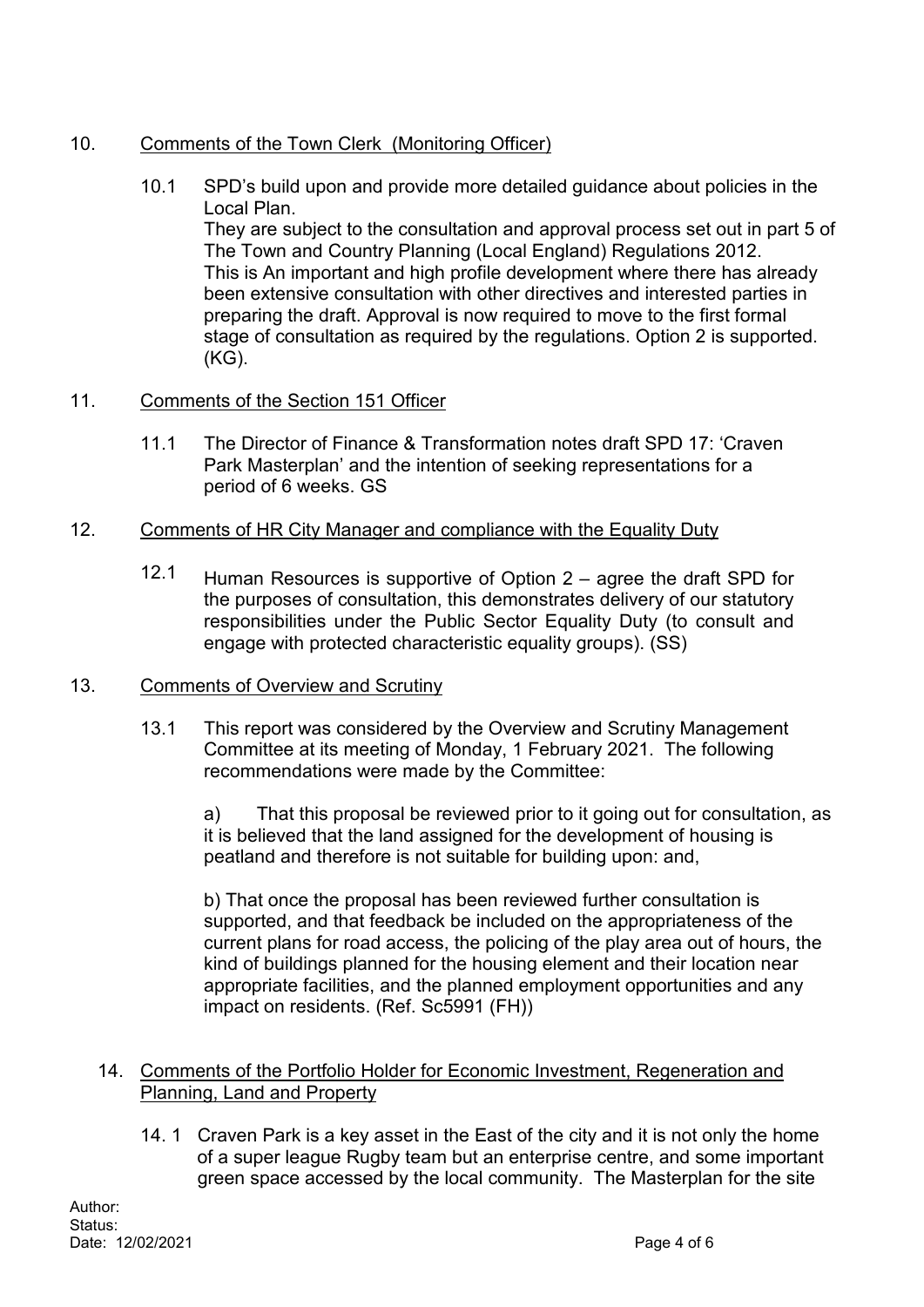## 10. Comments of the Town Clerk (Monitoring Officer)

10.1 SPD's build upon and provide more detailed guidance about policies in the Local Plan.
They are subject to the consultation and approval process set out in part 5 of The Town and Country Planning (Local England) Regulations 2012.
This is An important and high profile development where there has already been extensive consultation with other directives and interested parties in preparing the draft. Approval is now required to move to the first formal stage of consultation as required by the regulations. Option 2 is supported. (KG).

## 11. Comments of the Section 151 Officer

11.1 The Director of Finance & Transformation notes draft SPD 17: 'Craven Park Masterplan' and the intention of seeking representations for a period of 6 weeks. GS

## 12. Comments of HR City Manager and compliance with the Equality Duty

12.1 Human Resources is supportive of Option 2 – agree the draft SPD for the purposes of consultation, this demonstrates delivery of our statutory responsibilities under the Public Sector Equality Duty (to consult and engage with protected characteristic equality groups). (SS)

## 13. Comments of Overview and Scrutiny

13.1 This report was considered by the Overview and Scrutiny Management Committee at its meeting of Monday, 1 February 2021. The following recommendations were made by the Committee:

a) That this proposal be reviewed prior to it going out for consultation, as it is believed that the land assigned for the development of housing is peatland and therefore is not suitable for building upon: and,

b) That once the proposal has been reviewed further consultation is supported, and that feedback be included on the appropriateness of the current plans for road access, the policing of the play area out of hours, the kind of buildings planned for the housing element and their location near appropriate facilities, and the planned employment opportunities and any impact on residents. (Ref. Sc5991 (FH))

## 14. Comments of the Portfolio Holder for Economic Investment, Regeneration and Planning, Land and Property

14. 1 Craven Park is a key asset in the East of the city and it is not only the home of a super league Rugby team but an enterprise centre, and some important green space accessed by the local community. The Masterplan for the site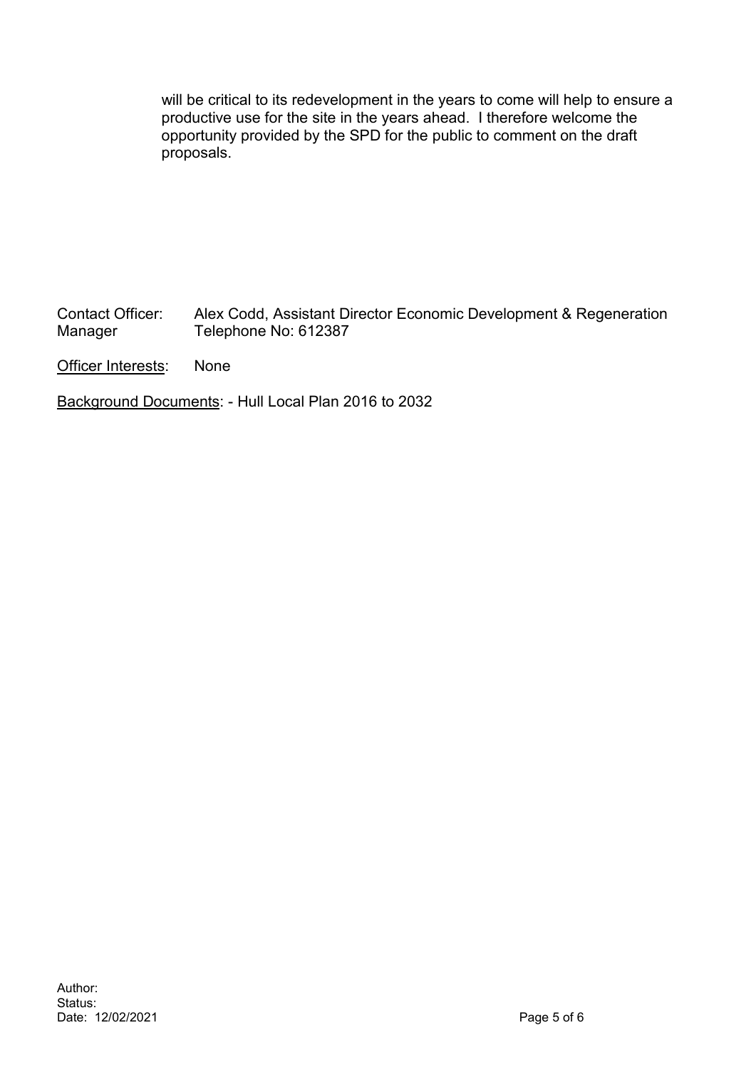will be critical to its redevelopment in the years to come will help to ensure a productive use for the site in the years ahead. I therefore welcome the opportunity provided by the SPD for the public to comment on the draft proposals.

Contact Officer: Alex Codd, Assistant Director Economic Development & Regeneration Manager Telephone No: 612387

Officer Interests: None

Background Documents: - Hull Local Plan 2016 to 2032

Author:
Status:
Date: 12/02/2021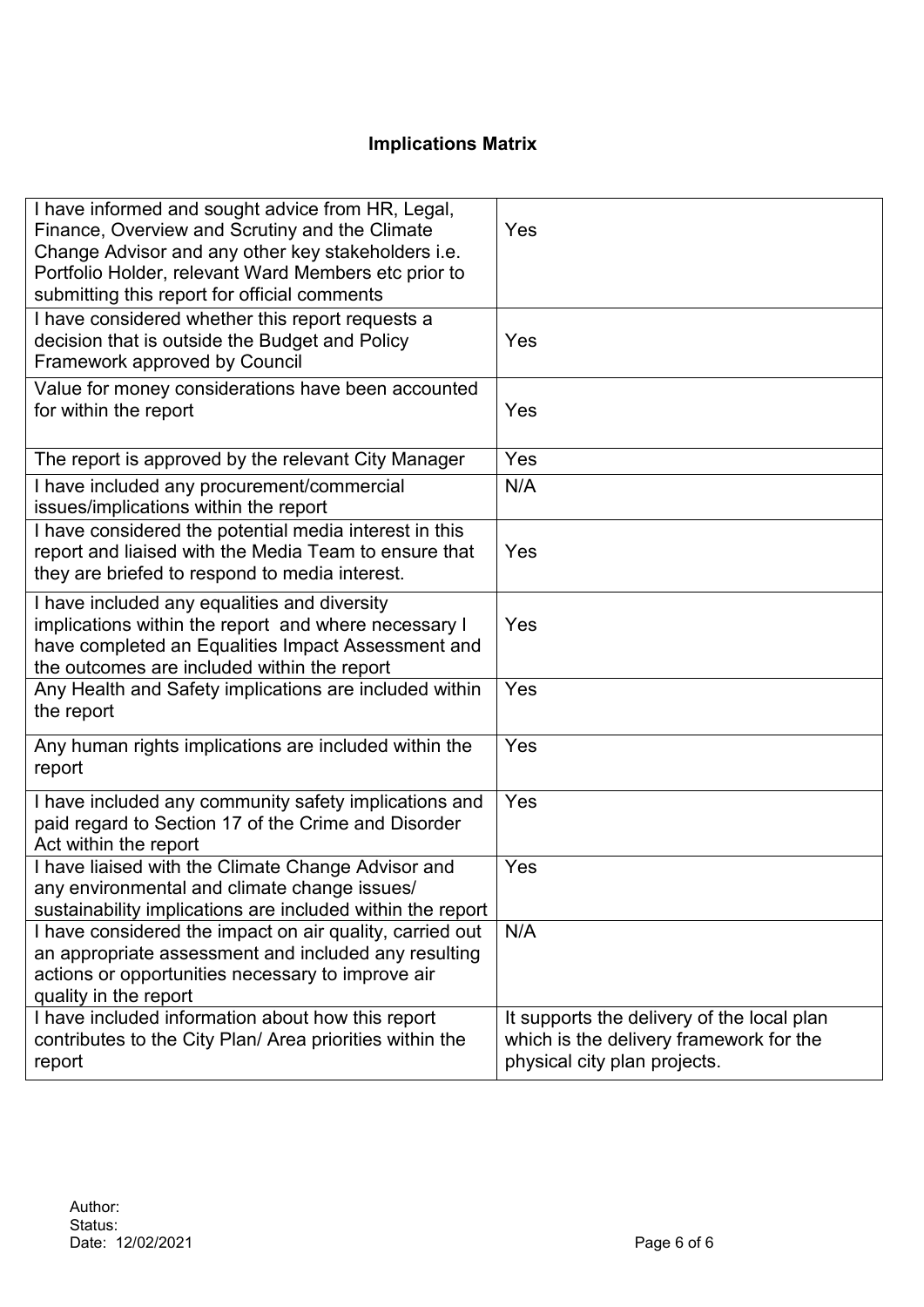**Implications Matrix**

| | |
|---|---|
| I have informed and sought advice from HR, Legal, Finance, Overview and Scrutiny and the Climate Change Advisor and any other key stakeholders i.e. Portfolio Holder, relevant Ward Members etc prior to submitting this report for official comments | Yes |
| I have considered whether this report requests a decision that is outside the Budget and Policy Framework approved by Council | Yes |
| Value for money considerations have been accounted for within the report | Yes |
| The report is approved by the relevant City Manager | Yes |
| I have included any procurement/commercial issues/implications within the report | N/A |
| I have considered the potential media interest in this report and liaised with the Media Team to ensure that they are briefed to respond to media interest. | Yes |
| I have included any equalities and diversity implications within the report and where necessary I have completed an Equalities Impact Assessment and the outcomes are included within the report | Yes |
| Any Health and Safety implications are included within the report | Yes |
| Any human rights implications are included within the report | Yes |
| I have included any community safety implications and paid regard to Section 17 of the Crime and Disorder Act within the report | Yes |
| I have liaised with the Climate Change Advisor and any environmental and climate change issues/ sustainability implications are included within the report | Yes |
| I have considered the impact on air quality, carried out an appropriate assessment and included any resulting actions or opportunities necessary to improve air quality in the report | N/A |
| I have included information about how this report contributes to the City Plan/ Area priorities within the report | It supports the delivery of the local plan which is the delivery framework for the physical city plan projects. |

Author:
Status:
Date: 12/02/2021